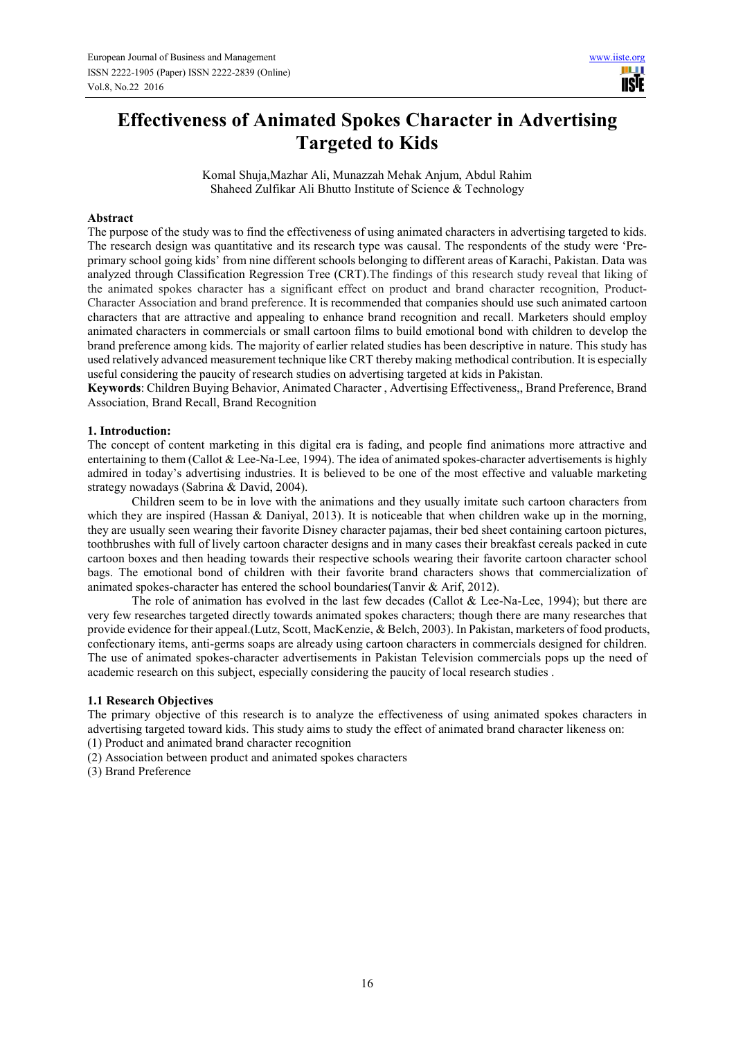# Effectiveness of Animated Spokes Character in Advertising Targeted to Kids

Komal Shuja,Mazhar Ali, Munazzah Mehak Anjum, Abdul Rahim
Shaheed Zulfikar Ali Bhutto Institute of Science & Technology

## Abstract

The purpose of the study was to find the effectiveness of using animated characters in advertising targeted to kids. The research design was quantitative and its research type was causal. The respondents of the study were 'Pre-primary school going kids' from nine different schools belonging to different areas of Karachi, Pakistan. Data was analyzed through Classification Regression Tree (CRT).The findings of this research study reveal that liking of the animated spokes character has a significant effect on product and brand character recognition, Product-Character Association and brand preference. It is recommended that companies should use such animated cartoon characters that are attractive and appealing to enhance brand recognition and recall. Marketers should employ animated characters in commercials or small cartoon films to build emotional bond with children to develop the brand preference among kids. The majority of earlier related studies has been descriptive in nature. This study has used relatively advanced measurement technique like CRT thereby making methodical contribution. It is especially useful considering the paucity of research studies on advertising targeted at kids in Pakistan.

**Keywords**: Children Buying Behavior, Animated Character , Advertising Effectiveness,, Brand Preference, Brand Association, Brand Recall, Brand Recognition

## 1. Introduction:

The concept of content marketing in this digital era is fading, and people find animations more attractive and entertaining to them (Callot & Lee-Na-Lee, 1994). The idea of animated spokes-character advertisements is highly admired in today's advertising industries. It is believed to be one of the most effective and valuable marketing strategy nowadays (Sabrina & David, 2004).

Children seem to be in love with the animations and they usually imitate such cartoon characters from which they are inspired (Hassan & Daniyal, 2013). It is noticeable that when children wake up in the morning, they are usually seen wearing their favorite Disney character pajamas, their bed sheet containing cartoon pictures, toothbrushes with full of lively cartoon character designs and in many cases their breakfast cereals packed in cute cartoon boxes and then heading towards their respective schools wearing their favorite cartoon character school bags. The emotional bond of children with their favorite brand characters shows that commercialization of animated spokes-character has entered the school boundaries(Tanvir & Arif, 2012).

The role of animation has evolved in the last few decades (Callot & Lee-Na-Lee, 1994); but there are very few researches targeted directly towards animated spokes characters; though there are many researches that provide evidence for their appeal.(Lutz, Scott, MacKenzie, & Belch, 2003). In Pakistan, marketers of food products, confectionary items, anti-germs soaps are already using cartoon characters in commercials designed for children. The use of animated spokes-character advertisements in Pakistan Television commercials pops up the need of academic research on this subject, especially considering the paucity of local research studies .

### 1.1 Research Objectives

The primary objective of this research is to analyze the effectiveness of using animated spokes characters in advertising targeted toward kids. This study aims to study the effect of animated brand character likeness on:

(1) Product and animated brand character recognition

(2) Association between product and animated spokes characters

(3) Brand Preference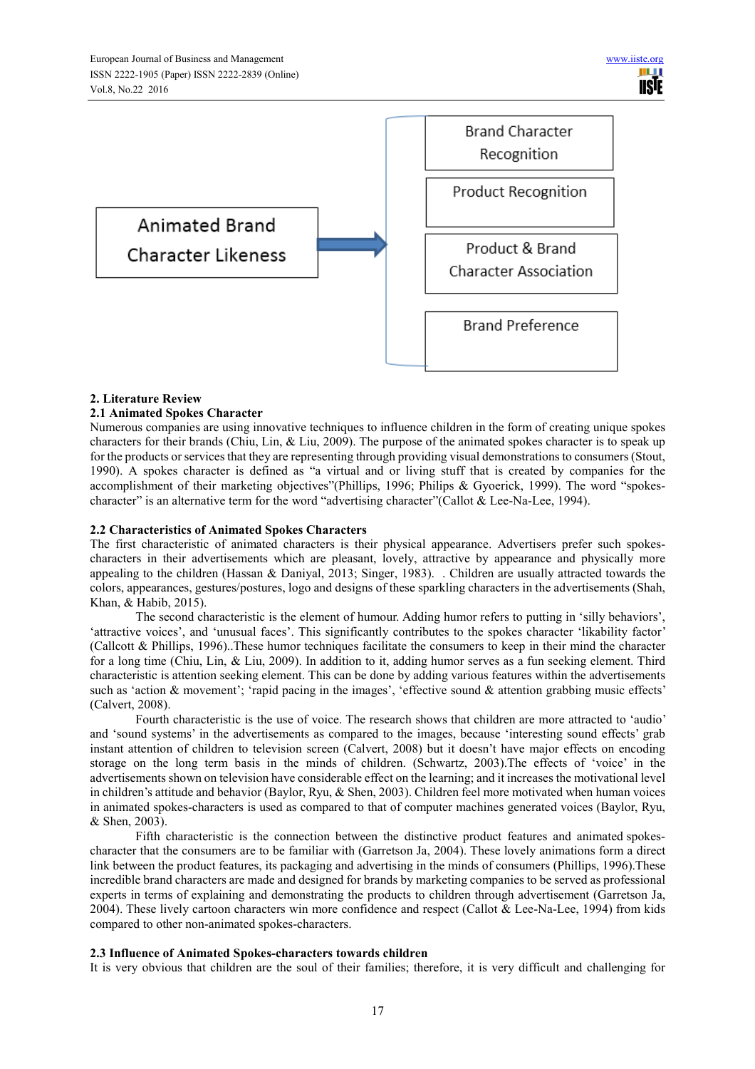Animated Brand Character Likeness → Brand Character Recognition; Product Recognition; Product & Brand Character Association; Brand Preference

## 2. Literature Review

### 2.1 Animated Spokes Character

Numerous companies are using innovative techniques to influence children in the form of creating unique spokes characters for their brands (Chiu, Lin, & Liu, 2009). The purpose of the animated spokes character is to speak up for the products or services that they are representing through providing visual demonstrations to consumers (Stout, 1990). A spokes character is defined as "a virtual and or living stuff that is created by companies for the accomplishment of their marketing objectives"(Phillips, 1996; Philips & Gyoerick, 1999). The word "spokes-character" is an alternative term for the word "advertising character"(Callot & Lee-Na-Lee, 1994).

### 2.2 Characteristics of Animated Spokes Characters

The first characteristic of animated characters is their physical appearance. Advertisers prefer such spokes-characters in their advertisements which are pleasant, lovely, attractive by appearance and physically more appealing to the children (Hassan & Daniyal, 2013; Singer, 1983). . Children are usually attracted towards the colors, appearances, gestures/postures, logo and designs of these sparkling characters in the advertisements (Shah, Khan, & Habib, 2015).

The second characteristic is the element of humour. Adding humor refers to putting in 'silly behaviors', 'attractive voices', and 'unusual faces'. This significantly contributes to the spokes character 'likability factor' (Callcott & Phillips, 1996)..These humor techniques facilitate the consumers to keep in their mind the character for a long time (Chiu, Lin, & Liu, 2009). In addition to it, adding humor serves as a fun seeking element. Third characteristic is attention seeking element. This can be done by adding various features within the advertisements such as 'action & movement'; 'rapid pacing in the images', 'effective sound & attention grabbing music effects' (Calvert, 2008).

Fourth characteristic is the use of voice. The research shows that children are more attracted to 'audio' and 'sound systems' in the advertisements as compared to the images, because 'interesting sound effects' grab instant attention of children to television screen (Calvert, 2008) but it doesn't have major effects on encoding storage on the long term basis in the minds of children. (Schwartz, 2003).The effects of 'voice' in the advertisements shown on television have considerable effect on the learning; and it increases the motivational level in children's attitude and behavior (Baylor, Ryu, & Shen, 2003). Children feel more motivated when human voices in animated spokes-characters is used as compared to that of computer machines generated voices (Baylor, Ryu, & Shen, 2003).

Fifth characteristic is the connection between the distinctive product features and animated spokes-character that the consumers are to be familiar with (Garretson Ja, 2004). These lovely animations form a direct link between the product features, its packaging and advertising in the minds of consumers (Phillips, 1996).These incredible brand characters are made and designed for brands by marketing companies to be served as professional experts in terms of explaining and demonstrating the products to children through advertisement (Garretson Ja, 2004). These lively cartoon characters win more confidence and respect (Callot & Lee-Na-Lee, 1994) from kids compared to other non-animated spokes-characters.

### 2.3 Influence of Animated Spokes-characters towards children

It is very obvious that children are the soul of their families; therefore, it is very difficult and challenging for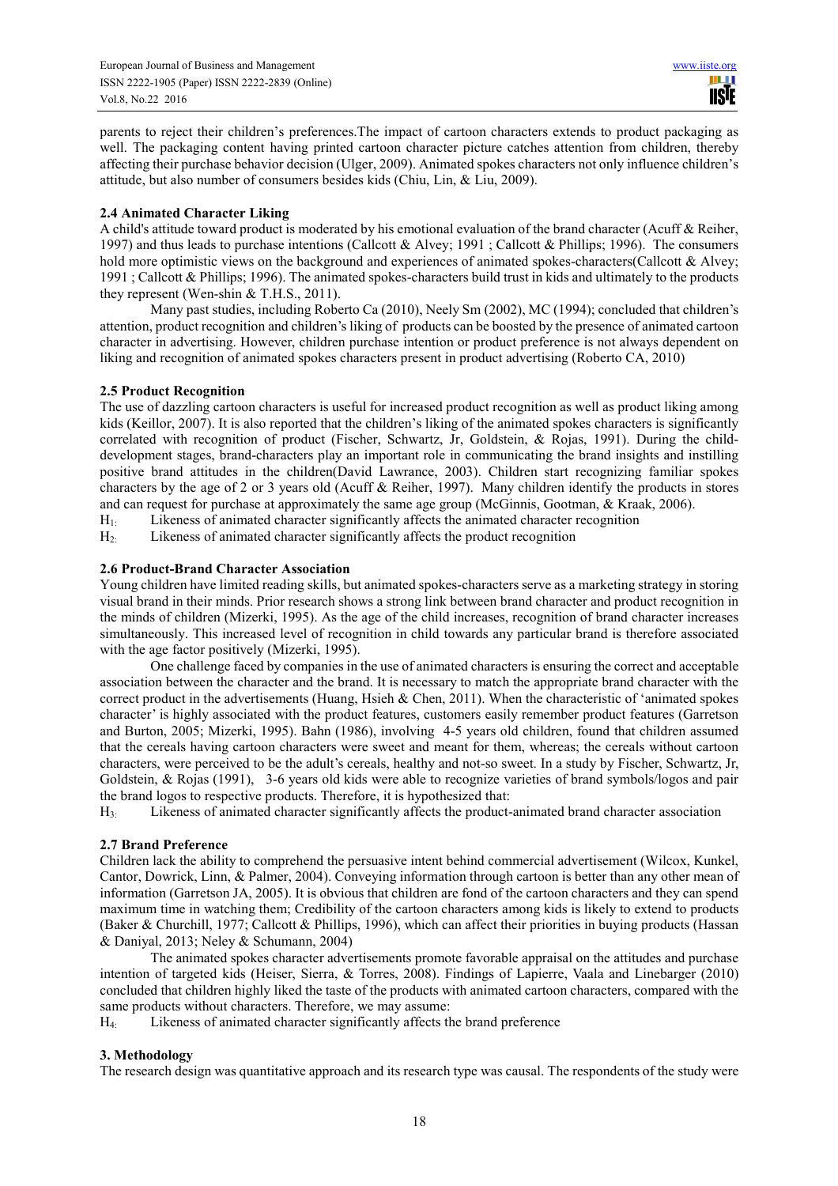parents to reject their children's preferences.The impact of cartoon characters extends to product packaging as well. The packaging content having printed cartoon character picture catches attention from children, thereby affecting their purchase behavior decision (Ulger, 2009). Animated spokes characters not only influence children's attitude, but also number of consumers besides kids (Chiu, Lin, & Liu, 2009).

### 2.4 Animated Character Liking

A child's attitude toward product is moderated by his emotional evaluation of the brand character (Acuff & Reiher, 1997) and thus leads to purchase intentions (Callcott & Alvey; 1991 ; Callcott & Phillips; 1996). The consumers hold more optimistic views on the background and experiences of animated spokes-characters(Callcott & Alvey; 1991 ; Callcott & Phillips; 1996). The animated spokes-characters build trust in kids and ultimately to the products they represent (Wen-shin & T.H.S., 2011).

Many past studies, including Roberto Ca (2010), Neely Sm (2002), MC (1994); concluded that children's attention, product recognition and children's liking of products can be boosted by the presence of animated cartoon character in advertising. However, children purchase intention or product preference is not always dependent on liking and recognition of animated spokes characters present in product advertising (Roberto CA, 2010)

### 2.5 Product Recognition

The use of dazzling cartoon characters is useful for increased product recognition as well as product liking among kids (Keillor, 2007). It is also reported that the children's liking of the animated spokes characters is significantly correlated with recognition of product (Fischer, Schwartz, Jr, Goldstein, & Rojas, 1991). During the child-development stages, brand-characters play an important role in communicating the brand insights and instilling positive brand attitudes in the children(David Lawrance, 2003). Children start recognizing familiar spokes characters by the age of 2 or 3 years old (Acuff & Reiher, 1997). Many children identify the products in stores and can request for purchase at approximately the same age group (McGinnis, Gootman, & Kraak, 2006).

$H_1$: Likeness of animated character significantly affects the animated character recognition

$H_2$: Likeness of animated character significantly affects the product recognition

### 2.6 Product-Brand Character Association

Young children have limited reading skills, but animated spokes-characters serve as a marketing strategy in storing visual brand in their minds. Prior research shows a strong link between brand character and product recognition in the minds of children (Mizerki, 1995). As the age of the child increases, recognition of brand character increases simultaneously. This increased level of recognition in child towards any particular brand is therefore associated with the age factor positively (Mizerki, 1995).

One challenge faced by companies in the use of animated characters is ensuring the correct and acceptable association between the character and the brand. It is necessary to match the appropriate brand character with the correct product in the advertisements (Huang, Hsieh & Chen, 2011). When the characteristic of 'animated spokes character' is highly associated with the product features, customers easily remember product features (Garretson and Burton, 2005; Mizerki, 1995). Bahn (1986), involving 4-5 years old children, found that children assumed that the cereals having cartoon characters were sweet and meant for them, whereas; the cereals without cartoon characters, were perceived to be the adult's cereals, healthy and not-so sweet. In a study by Fischer, Schwartz, Jr, Goldstein, & Rojas (1991), 3-6 years old kids were able to recognize varieties of brand symbols/logos and pair the brand logos to respective products. Therefore, it is hypothesized that:

$H_3$: Likeness of animated character significantly affects the product-animated brand character association

### 2.7 Brand Preference

Children lack the ability to comprehend the persuasive intent behind commercial advertisement (Wilcox, Kunkel, Cantor, Dowrick, Linn, & Palmer, 2004). Conveying information through cartoon is better than any other mean of information (Garretson JA, 2005). It is obvious that children are fond of the cartoon characters and they can spend maximum time in watching them; Credibility of the cartoon characters among kids is likely to extend to products (Baker & Churchill, 1977; Callcott & Phillips, 1996), which can affect their priorities in buying products (Hassan & Daniyal, 2013; Neley & Schumann, 2004)

The animated spokes character advertisements promote favorable appraisal on the attitudes and purchase intention of targeted kids (Heiser, Sierra, & Torres, 2008). Findings of Lapierre, Vaala and Linebarger (2010) concluded that children highly liked the taste of the products with animated cartoon characters, compared with the same products without characters. Therefore, we may assume:

$H_4$: Likeness of animated character significantly affects the brand preference

## 3. Methodology

The research design was quantitative approach and its research type was causal. The respondents of the study were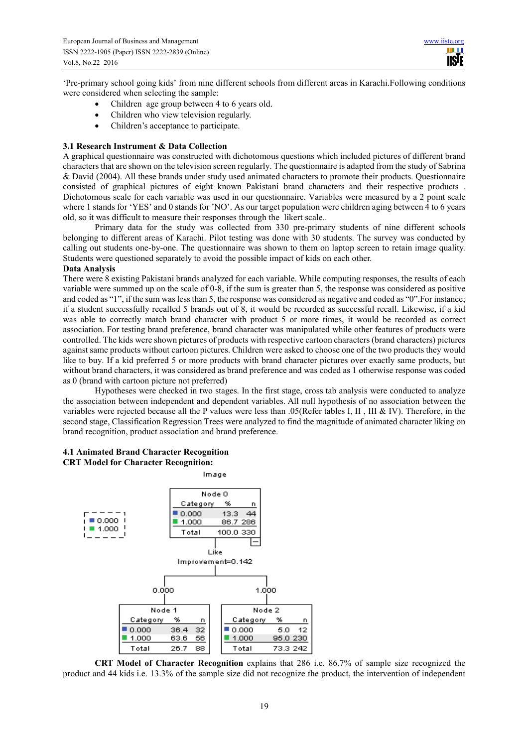'Pre-primary school going kids' from nine different schools from different areas in Karachi.Following conditions were considered when selecting the sample:

- Children age group between 4 to 6 years old.
- Children who view television regularly.
- Children's acceptance to participate.

### 3.1 Research Instrument & Data Collection

A graphical questionnaire was constructed with dichotomous questions which included pictures of different brand characters that are shown on the television screen regularly. The questionnaire is adapted from the study of Sabrina & David (2004). All these brands under study used animated characters to promote their products. Questionnaire consisted of graphical pictures of eight known Pakistani brand characters and their respective products . Dichotomous scale for each variable was used in our questionnaire. Variables were measured by a 2 point scale where 1 stands for 'YES' and 0 stands for 'NO'. As our target population were children aging between 4 to 6 years old, so it was difficult to measure their responses through the likert scale..

Primary data for the study was collected from 330 pre-primary students of nine different schools belonging to different areas of Karachi. Pilot testing was done with 30 students. The survey was conducted by calling out students one-by-one. The questionnaire was shown to them on laptop screen to retain image quality. Students were questioned separately to avoid the possible impact of kids on each other.

### Data Analysis

There were 8 existing Pakistani brands analyzed for each variable. While computing responses, the results of each variable were summed up on the scale of 0-8, if the sum is greater than 5, the response was considered as positive and coded as "1", if the sum was less than 5, the response was considered as negative and coded as "0".For instance; if a student successfully recalled 5 brands out of 8, it would be recorded as successful recall. Likewise, if a kid was able to correctly match brand character with product 5 or more times, it would be recorded as correct association. For testing brand preference, brand character was manipulated while other features of products were controlled. The kids were shown pictures of products with respective cartoon characters (brand characters) pictures against same products without cartoon pictures. Children were asked to choose one of the two products they would like to buy. If a kid preferred 5 or more products with brand character pictures over exactly same products, but without brand characters, it was considered as brand preference and was coded as 1 otherwise response was coded as 0 (brand with cartoon picture not preferred)

Hypotheses were checked in two stages. In the first stage, cross tab analysis were conducted to analyze the association between independent and dependent variables. All null hypothesis of no association between the variables were rejected because all the P values were less than .05(Refer tables I, II , III & IV). Therefore, in the second stage, Classification Regression Trees were analyzed to find the magnitude of animated character liking on brand recognition, product association and brand preference.

### 4.1 Animated Brand Character Recognition

**CRT Model for Character Recognition:**

Image

Legend: 0.000, 1.000

**Node 0**

| Category | % | n |
|---|---|---|
| 0.000 | 13.3 | 44 |
| 1.000 | 86.7 | 286 |
| Total | 100.0 | 330 |

Like
Improvement=0.142

0.000 → **Node 1**

| Category | % | n |
|---|---|---|
| 0.000 | 36.4 | 32 |
| 1.000 | 63.6 | 56 |
| Total | 26.7 | 88 |

1.000 → **Node 2**

| Category | % | n |
|---|---|---|
| 0.000 | 5.0 | 12 |
| 1.000 | 95.0 | 230 |
| Total | 73.3 | 242 |

**CRT Model of Character Recognition** explains that 286 i.e. 86.7% of sample size recognized the product and 44 kids i.e. 13.3% of the sample size did not recognize the product, the intervention of independent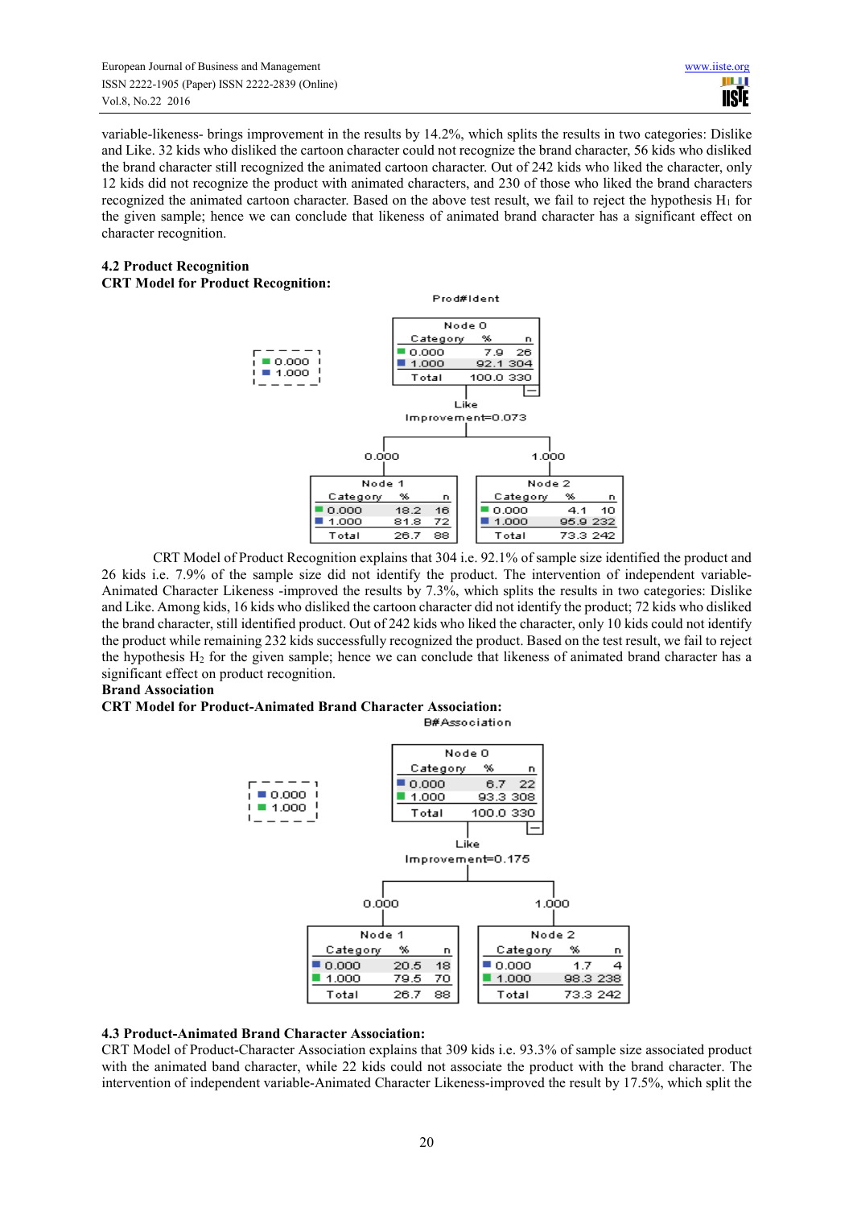variable-likeness- brings improvement in the results by 14.2%, which splits the results in two categories: Dislike and Like. 32 kids who disliked the cartoon character could not recognize the brand character, 56 kids who disliked the brand character still recognized the animated cartoon character. Out of 242 kids who liked the character, only 12 kids did not recognize the product with animated characters, and 230 of those who liked the brand characters recognized the animated cartoon character. Based on the above test result, we fail to reject the hypothesis $H_1$ for the given sample; hence we can conclude that likeness of animated brand character has a significant effect on character recognition.

### 4.2 Product Recognition

**CRT Model for Product Recognition:**

Prod#Ident

Node 0

| Category | % | n |
|---|---|---|
| 0.000 | 7.9 | 26 |
| 1.000 | 92.1 | 304 |
| Total | 100.0 | 330 |

Like
Improvement=0.073

0.000 — Node 1

| Category | % | n |
|---|---|---|
| 0.000 | 18.2 | 16 |
| 1.000 | 81.8 | 72 |
| Total | 26.7 | 88 |

1.000 — Node 2

| Category | % | n |
|---|---|---|
| 0.000 | 4.1 | 10 |
| 1.000 | 95.9 | 232 |
| Total | 73.3 | 242 |

CRT Model of Product Recognition explains that 304 i.e. 92.1% of sample size identified the product and 26 kids i.e. 7.9% of the sample size did not identify the product. The intervention of independent variable-Animated Character Likeness -improved the results by 7.3%, which splits the results in two categories: Dislike and Like. Among kids, 16 kids who disliked the cartoon character did not identify the product; 72 kids who disliked the brand character, still identified product. Out of 242 kids who liked the character, only 10 kids could not identify the product while remaining 232 kids successfully recognized the product. Based on the test result, we fail to reject the hypothesis $H_2$ for the given sample; hence we can conclude that likeness of animated brand character has a significant effect on product recognition.

**Brand Association**

**CRT Model for Product-Animated Brand Character Association:**

B#Association

Node 0

| Category | % | n |
|---|---|---|
| 0.000 | 6.7 | 22 |
| 1.000 | 93.3 | 308 |
| Total | 100.0 | 330 |

Like
Improvement=0.175

0.000 — Node 1

| Category | % | n |
|---|---|---|
| 0.000 | 20.5 | 18 |
| 1.000 | 79.5 | 70 |
| Total | 26.7 | 88 |

1.000 — Node 2

| Category | % | n |
|---|---|---|
| 0.000 | 1.7 | 4 |
| 1.000 | 98.3 | 238 |
| Total | 73.3 | 242 |

### 4.3 Product-Animated Brand Character Association:

CRT Model of Product-Character Association explains that 309 kids i.e. 93.3% of sample size associated product with the animated band character, while 22 kids could not associate the product with the brand character. The intervention of independent variable-Animated Character Likeness-improved the result by 17.5%, which split the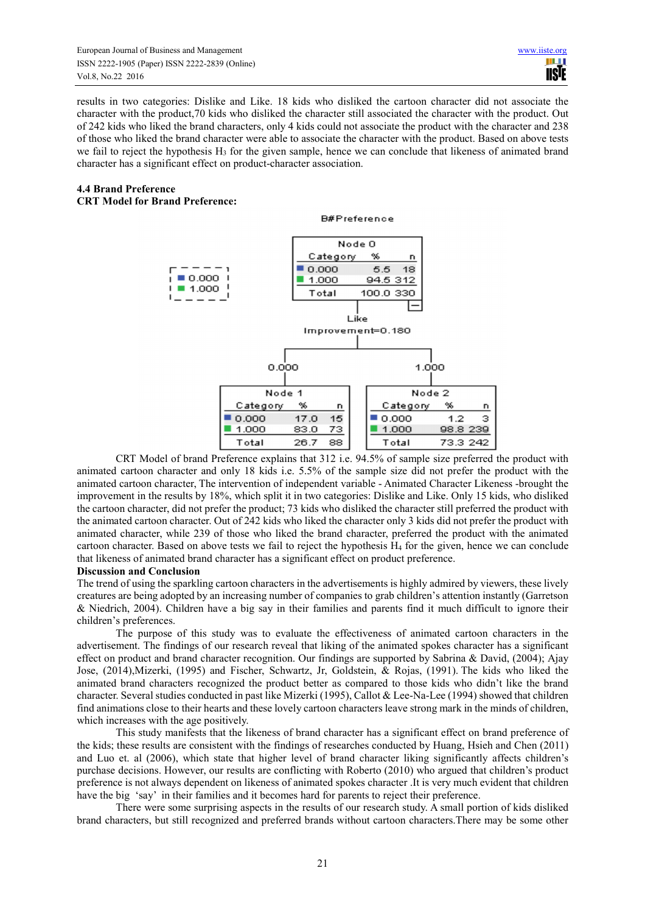results in two categories: Dislike and Like. 18 kids who disliked the cartoon character did not associate the character with the product,70 kids who disliked the character still associated the character with the product. Out of 242 kids who liked the brand characters, only 4 kids could not associate the product with the character and 238 of those who liked the brand character were able to associate the character with the product. Based on above tests we fail to reject the hypothesis $H_3$ for the given sample, hence we can conclude that likeness of animated brand character has a significant effect on product-character association.

### 4.4 Brand Preference

**CRT Model for Brand Preference:**

B#Preference

Node 0

| Category | % | n |
|---|---|---|
| 0.000 | 5.5 | 18 |
| 1.000 | 94.5 | 312 |
| Total | 100.0 | 330 |

Like
Improvement=0.180

0.000 → Node 1

| Category | % | n |
|---|---|---|
| 0.000 | 17.0 | 15 |
| 1.000 | 83.0 | 73 |
| Total | 26.7 | 88 |

1.000 → Node 2

| Category | % | n |
|---|---|---|
| 0.000 | 1.2 | 3 |
| 1.000 | 98.8 | 239 |
| Total | 73.3 | 242 |

CRT Model of brand Preference explains that 312 i.e. 94.5% of sample size preferred the product with animated cartoon character and only 18 kids i.e. 5.5% of the sample size did not prefer the product with the animated cartoon character, The intervention of independent variable - Animated Character Likeness -brought the improvement in the results by 18%, which split it in two categories: Dislike and Like. Only 15 kids, who disliked the cartoon character, did not prefer the product; 73 kids who disliked the character still preferred the product with the animated cartoon character. Out of 242 kids who liked the character only 3 kids did not prefer the product with animated character, while 239 of those who liked the brand character, preferred the product with the animated cartoon character. Based on above tests we fail to reject the hypothesis $H_4$ for the given, hence we can conclude that likeness of animated brand character has a significant effect on product preference.

**Discussion and Conclusion**

The trend of using the sparkling cartoon characters in the advertisements is highly admired by viewers, these lively creatures are being adopted by an increasing number of companies to grab children's attention instantly (Garretson & Niedrich, 2004). Children have a big say in their families and parents find it much difficult to ignore their children's preferences.

The purpose of this study was to evaluate the effectiveness of animated cartoon characters in the advertisement. The findings of our research reveal that liking of the animated spokes character has a significant effect on product and brand character recognition. Our findings are supported by Sabrina & David, (2004); Ajay Jose, (2014),Mizerki, (1995) and Fischer, Schwartz, Jr, Goldstein, & Rojas, (1991). The kids who liked the animated brand characters recognized the product better as compared to those kids who didn't like the brand character. Several studies conducted in past like Mizerki (1995), Callot & Lee-Na-Lee (1994) showed that children find animations close to their hearts and these lovely cartoon characters leave strong mark in the minds of children, which increases with the age positively.

This study manifests that the likeness of brand character has a significant effect on brand preference of the kids; these results are consistent with the findings of researches conducted by Huang, Hsieh and Chen (2011) and Luo et. al (2006), which state that higher level of brand character liking significantly affects children's purchase decisions. However, our results are conflicting with Roberto (2010) who argued that children's product preference is not always dependent on likeness of animated spokes character .It is very much evident that children have the big 'say' in their families and it becomes hard for parents to reject their preference.

There were some surprising aspects in the results of our research study. A small portion of kids disliked brand characters, but still recognized and preferred brands without cartoon characters.There may be some other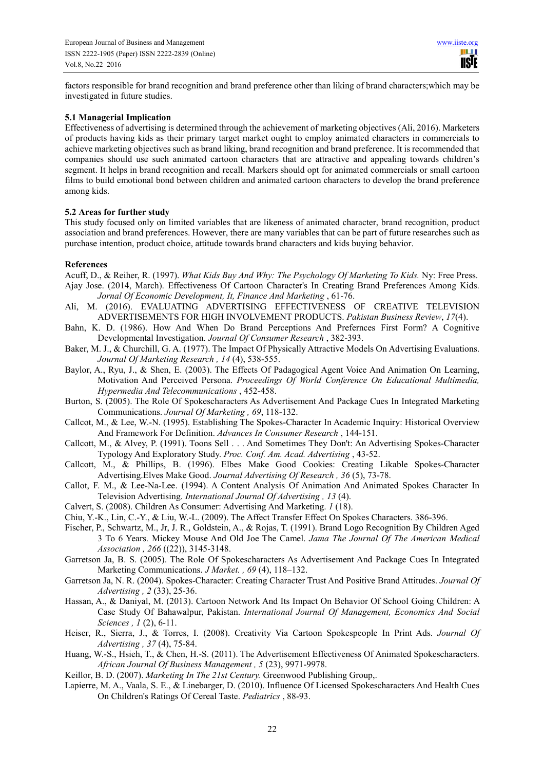factors responsible for brand recognition and brand preference other than liking of brand characters;which may be investigated in future studies.

### 5.1 Managerial Implication

Effectiveness of advertising is determined through the achievement of marketing objectives (Ali, 2016). Marketers of products having kids as their primary target market ought to employ animated characters in commercials to achieve marketing objectives such as brand liking, brand recognition and brand preference. It is recommended that companies should use such animated cartoon characters that are attractive and appealing towards children's segment. It helps in brand recognition and recall. Markers should opt for animated commercials or small cartoon films to build emotional bond between children and animated cartoon characters to develop the brand preference among kids.

### 5.2 Areas for further study

This study focused only on limited variables that are likeness of animated character, brand recognition, product association and brand preferences. However, there are many variables that can be part of future researches such as purchase intention, product choice, attitude towards brand characters and kids buying behavior.

## References

Acuff, D., & Reiher, R. (1997). *What Kids Buy And Why: The Psychology Of Marketing To Kids.* Ny: Free Press.

Ajay Jose. (2014, March). Effectiveness Of Cartoon Character's In Creating Brand Preferences Among Kids. *Jornal Of Economic Development, It, Finance And Marketing* , 61-76.

Ali, M. (2016). EVALUATING ADVERTISING EFFECTIVENESS OF CREATIVE TELEVISION ADVERTISEMENTS FOR HIGH INVOLVEMENT PRODUCTS. *Pakistan Business Review*, *17*(4).

Bahn, K. D. (1986). How And When Do Brand Perceptions And Prefernces First Form? A Cognitive Developmental Investigation. *Journal Of Consumer Research* , 382-393.

Baker, M. J., & Churchill, G. A. (1977). The Impact Of Physically Attractive Models On Advertising Evaluations. *Journal Of Marketing Research , 14* (4), 538-555.

Baylor, A., Ryu, J., & Shen, E. (2003). The Effects Of Padagogical Agent Voice And Animation On Learning, Motivation And Perceived Persona. *Proceedings Of World Conference On Educational Multimedia, Hypermedia And Telecommunications* , 452-458.

Burton, S. (2005). The Role Of Spokescharacters As Advertisement And Package Cues In Integrated Marketing Communications. *Journal Of Marketing , 69*, 118-132.

Callcot, M., & Lee, W.-N. (1995). Establishing The Spokes-Character In Academic Inquiry: Historical Overview And Framework For Definition. *Advances In Consumer Research* , 144-151.

Callcott, M., & Alvey, P. (1991). Toons Sell . . . And Sometimes They Don't: An Advertising Spokes-Character Typology And Exploratory Study. *Proc. Conf. Am. Acad. Advertising* , 43-52.

Callcott, M., & Phillips, B. (1996). Elbes Make Good Cookies: Creating Likable Spokes-Character Advertising.Elves Make Good. *Journal Advertising Of Research , 36* (5), 73-78.

Callot, F. M., & Lee-Na-Lee. (1994). A Content Analysis Of Animation And Animated Spokes Character In Television Advertising. *International Journal Of Advertising , 13* (4).

Calvert, S. (2008). Children As Consumer: Advertising And Marketing. *1* (18).

Chiu, Y.-K., Lin, C.-Y., & Liu, W.-L. (2009). The Affect Transfer Effect On Spokes Characters. 386-396.

Fischer, P., Schwartz, M., Jr, J. R., Goldstein, A., & Rojas, T. (1991). Brand Logo Recognition By Children Aged 3 To 6 Years. Mickey Mouse And Old Joe The Camel. *Jama The Journal Of The American Medical Association , 266* ((22)), 3145-3148.

Garretson Ja, B. S. (2005). The Role Of Spokescharacters As Advertisement And Package Cues In Integrated Marketing Communications. *J Market. , 69* (4), 118–132.

Garretson Ja, N. R. (2004). Spokes-Character: Creating Character Trust And Positive Brand Attitudes. *Journal Of Advertising , 2* (33), 25-36.

Hassan, A., & Daniyal, M. (2013). Cartoon Network And Its Impact On Behavior Of School Going Children: A Case Study Of Bahawalpur, Pakistan. *International Journal Of Management, Economics And Social Sciences , 1* (2), 6-11.

Heiser, R., Sierra, J., & Torres, I. (2008). Creativity Via Cartoon Spokespeople In Print Ads. *Journal Of Advertising , 37* (4), 75-84.

Huang, W.-S., Hsieh, T., & Chen, H.-S. (2011). The Advertisement Effectiveness Of Animated Spokescharacters. *African Journal Of Business Management , 5* (23), 9971-9978.

Keillor, B. D. (2007). *Marketing In The 21st Century.* Greenwood Publishing Group,.

Lapierre, M. A., Vaala, S. E., & Linebarger, D. (2010). Influence Of Licensed Spokescharacters And Health Cues On Children's Ratings Of Cereal Taste. *Pediatrics* , 88-93.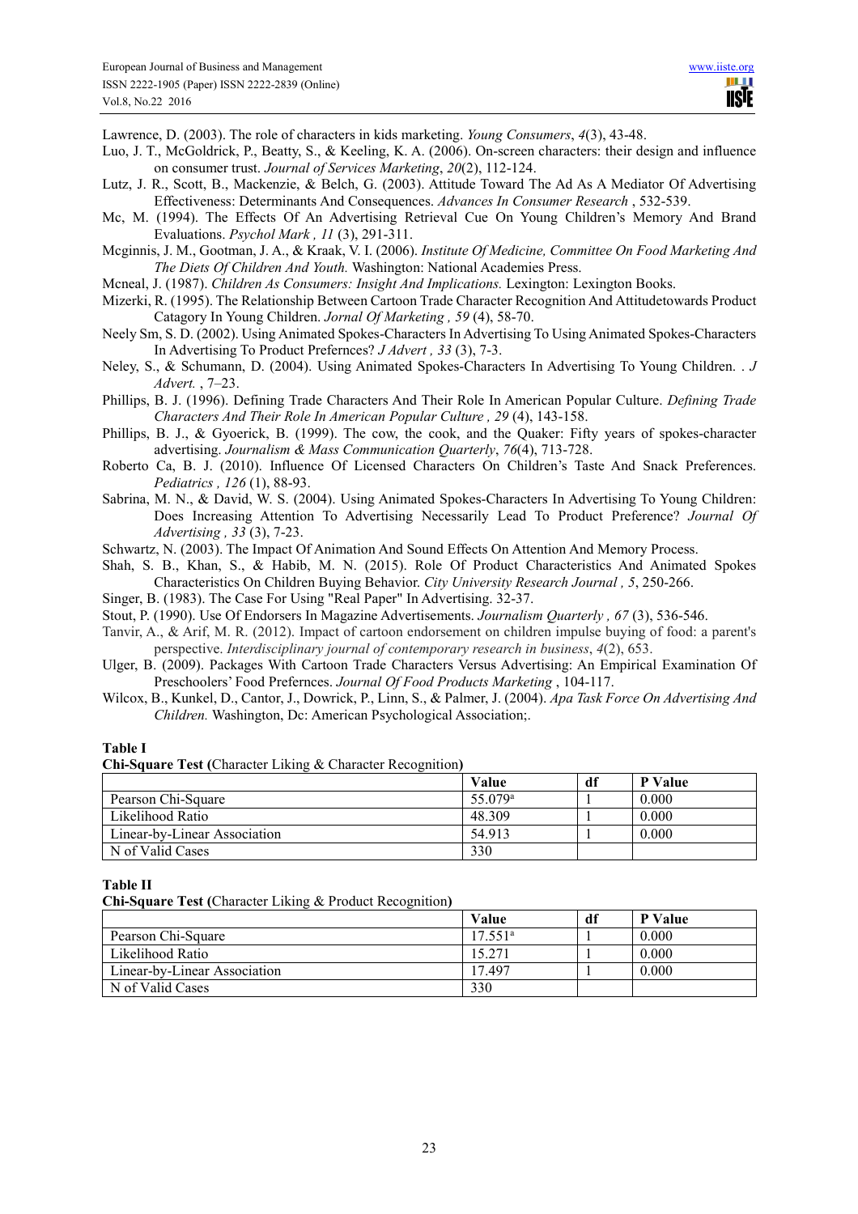Lawrence, D. (2003). The role of characters in kids marketing. *Young Consumers*, *4*(3), 43-48.

Luo, J. T., McGoldrick, P., Beatty, S., & Keeling, K. A. (2006). On-screen characters: their design and influence on consumer trust. *Journal of Services Marketing*, *20*(2), 112-124.

Lutz, J. R., Scott, B., Mackenzie, & Belch, G. (2003). Attitude Toward The Ad As A Mediator Of Advertising Effectiveness: Determinants And Consequences. *Advances In Consumer Research* , 532-539.

Mc, M. (1994). The Effects Of An Advertising Retrieval Cue On Young Children's Memory And Brand Evaluations. *Psychol Mark , 11* (3), 291-311.

Mcginnis, J. M., Gootman, J. A., & Kraak, V. I. (2006). *Institute Of Medicine, Committee On Food Marketing And The Diets Of Children And Youth.* Washington: National Academies Press.

Mcneal, J. (1987). *Children As Consumers: Insight And Implications.* Lexington: Lexington Books.

Mizerki, R. (1995). The Relationship Between Cartoon Trade Character Recognition And Attitudetowards Product Catagory In Young Children. *Jornal Of Marketing , 59* (4), 58-70.

Neely Sm, S. D. (2002). Using Animated Spokes-Characters In Advertising To Using Animated Spokes-Characters In Advertising To Product Prefernces? *J Advert , 33* (3), 7-3.

Neley, S., & Schumann, D. (2004). Using Animated Spokes-Characters In Advertising To Young Children. . *J Advert.* , 7–23.

Phillips, B. J. (1996). Defining Trade Characters And Their Role In American Popular Culture. *Defining Trade Characters And Their Role In American Popular Culture , 29* (4), 143-158.

Phillips, B. J., & Gyoerick, B. (1999). The cow, the cook, and the Quaker: Fifty years of spokes-character advertising. *Journalism & Mass Communication Quarterly*, *76*(4), 713-728.

Roberto Ca, B. J. (2010). Influence Of Licensed Characters On Children's Taste And Snack Preferences. *Pediatrics , 126* (1), 88-93.

Sabrina, M. N., & David, W. S. (2004). Using Animated Spokes-Characters In Advertising To Young Children: Does Increasing Attention To Advertising Necessarily Lead To Product Preference? *Journal Of Advertising , 33* (3), 7-23.

Schwartz, N. (2003). The Impact Of Animation And Sound Effects On Attention And Memory Process.

Shah, S. B., Khan, S., & Habib, M. N. (2015). Role Of Product Characteristics And Animated Spokes Characteristics On Children Buying Behavior. *City University Research Journal , 5*, 250-266.

Singer, B. (1983). The Case For Using "Real Paper" In Advertising. 32-37.

Stout, P. (1990). Use Of Endorsers In Magazine Advertisements. *Journalism Quarterly , 67* (3), 536-546.

Tanvir, A., & Arif, M. R. (2012). Impact of cartoon endorsement on children impulse buying of food: a parent's perspective. *Interdisciplinary journal of contemporary research in business*, *4*(2), 653.

Ulger, B. (2009). Packages With Cartoon Trade Characters Versus Advertising: An Empirical Examination Of Preschoolers' Food Prefernces. *Journal Of Food Products Marketing* , 104-117.

Wilcox, B., Kunkel, D., Cantor, J., Dowrick, P., Linn, S., & Palmer, J. (2004). *Apa Task Force On Advertising And Children.* Washington, Dc: American Psychological Association;.

**Table I**

**Chi-Square Test (**Character Liking & Character Recognition**)**

| | Value | df | P Value |
|---|---|---|---|
| Pearson Chi-Square | 55.079[a] | 1 | 0.000 |
| Likelihood Ratio | 48.309 | 1 | 0.000 |
| Linear-by-Linear Association | 54.913 | 1 | 0.000 |
| N of Valid Cases | 330 | | |

**Table II**

**Chi-Square Test (**Character Liking & Product Recognition**)**

| | Value | df | P Value |
|---|---|---|---|
| Pearson Chi-Square | 17.551[a] | 1 | 0.000 |
| Likelihood Ratio | 15.271 | 1 | 0.000 |
| Linear-by-Linear Association | 17.497 | 1 | 0.000 |
| N of Valid Cases | 330 | | |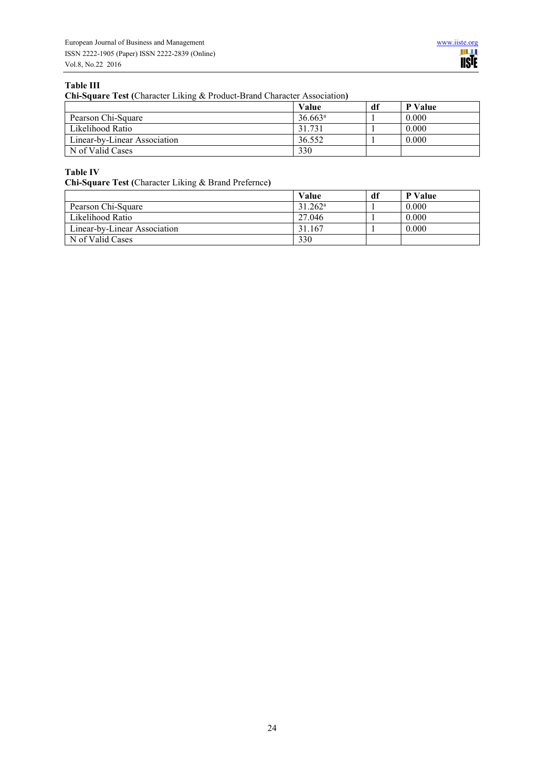**Table III**

**Chi-Square Test (**Character Liking & Product-Brand Character Association**)**

| | Value | df | P Value |
|---|---|---|---|
| Pearson Chi-Square | 36.663[a] | 1 | 0.000 |
| Likelihood Ratio | 31.731 | 1 | 0.000 |
| Linear-by-Linear Association | 36.552 | 1 | 0.000 |
| N of Valid Cases | 330 | | |

**Table IV**

**Chi-Square Test (**Character Liking & Brand Prefernce**)**

| | Value | df | P Value |
|---|---|---|---|
| Pearson Chi-Square | 31.262[a] | 1 | 0.000 |
| Likelihood Ratio | 27.046 | 1 | 0.000 |
| Linear-by-Linear Association | 31.167 | 1 | 0.000 |
| N of Valid Cases | 330 | | |